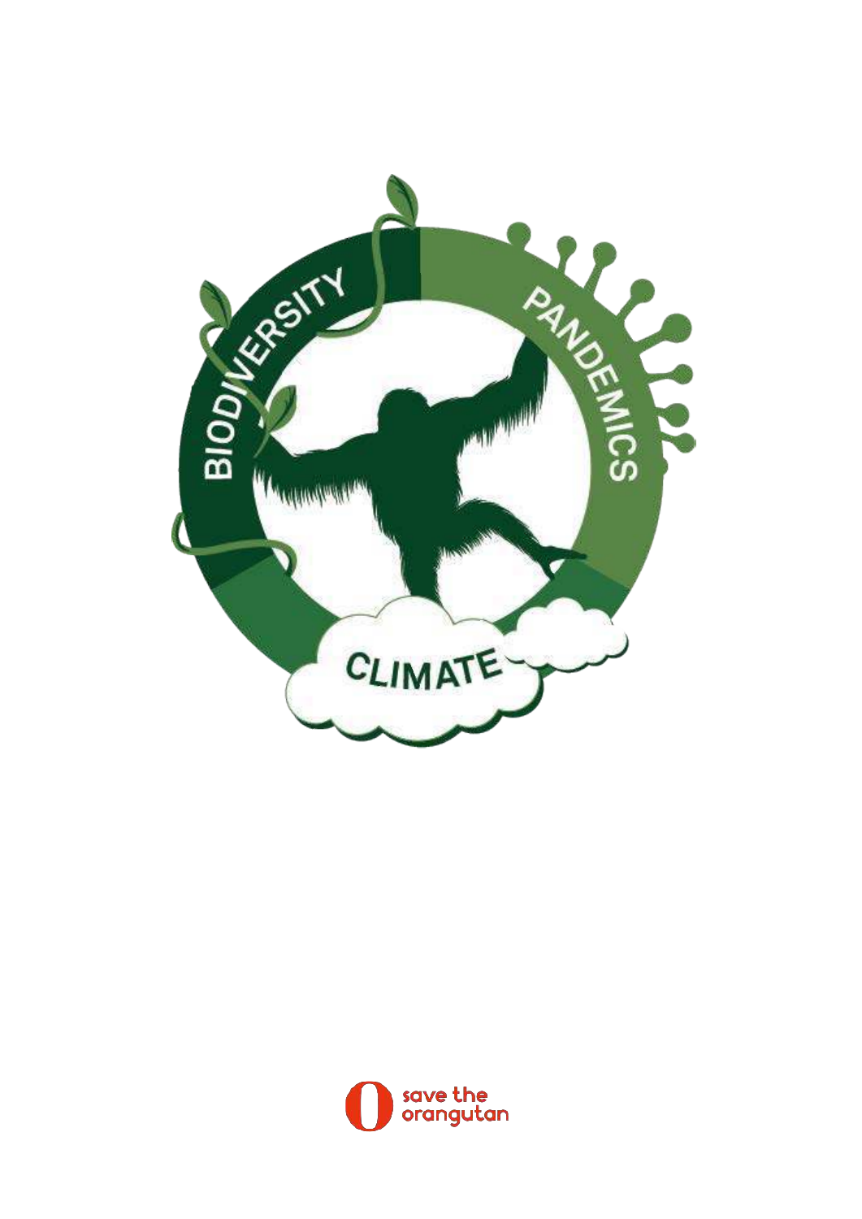BIODIVERSITY

PANDEMICS

CLIMATE

save the orangutan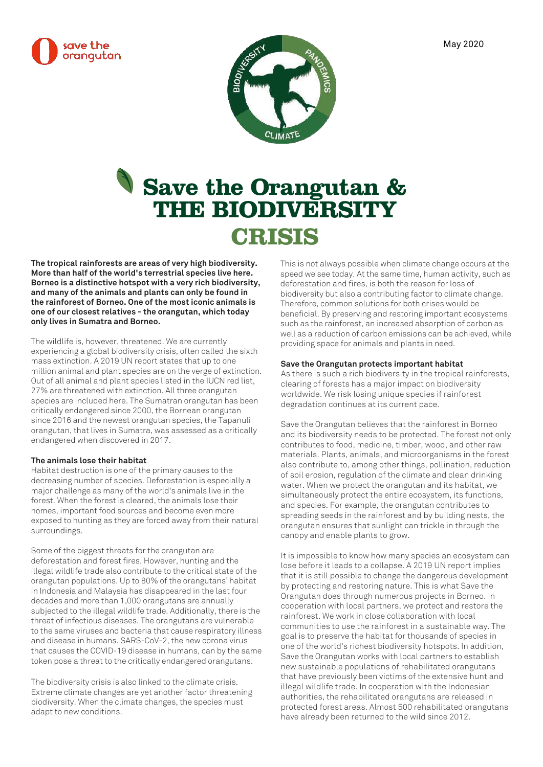May 2020

# Save the Orangutan & THE BIODIVERSITY CRISIS

**The tropical rainforests are areas of very high biodiversity. More than half of the world's terrestrial species live here. Borneo is a distinctive hotspot with a very rich biodiversity, and many of the animals and plants can only be found in the rainforest of Borneo. One of the most iconic animals is one of our closest relatives - the orangutan, which today only lives in Sumatra and Borneo.**

The wildlife is, however, threatened. We are currently experiencing a global biodiversity crisis, often called the sixth mass extinction. A 2019 UN report states that up to one million animal and plant species are on the verge of extinction. Out of all animal and plant species listed in the IUCN red list, 27% are threatened with extinction. All three orangutan species are included here. The Sumatran orangutan has been critically endangered since 2000, the Bornean orangutan since 2016 and the newest orangutan species, the Tapanuli orangutan, that lives in Sumatra, was assessed as a critically endangered when discovered in 2017.

### The animals lose their habitat

Habitat destruction is one of the primary causes to the decreasing number of species. Deforestation is especially a major challenge as many of the world's animals live in the forest. When the forest is cleared, the animals lose their homes, important food sources and become even more exposed to hunting as they are forced away from their natural surroundings.

Some of the biggest threats for the orangutan are deforestation and forest fires. However, hunting and the illegal wildlife trade also contribute to the critical state of the orangutan populations. Up to 80% of the orangutans' habitat in Indonesia and Malaysia has disappeared in the last four decades and more than 1,000 orangutans are annually subjected to the illegal wildlife trade. Additionally, there is the threat of infectious diseases. The orangutans are vulnerable to the same viruses and bacteria that cause respiratory illness and disease in humans. SARS-CoV-2, the new corona virus that causes the COVID-19 disease in humans, can by the same token pose a threat to the critically endangered orangutans.

The biodiversity crisis is also linked to the climate crisis. Extreme climate changes are yet another factor threatening biodiversity. When the climate changes, the species must adapt to new conditions. This is not always possible when climate change occurs at the speed we see today. At the same time, human activity, such as deforestation and fires, is both the reason for loss of biodiversity but also a contributing factor to climate change. Therefore, common solutions for both crises would be beneficial. By preserving and restoring important ecosystems such as the rainforest, an increased absorption of carbon as well as a reduction of carbon emissions can be achieved, while providing space for animals and plants in need.

### Save the Orangutan protects important habitat

As there is such a rich biodiversity in the tropical rainforests, clearing of forests has a major impact on biodiversity worldwide. We risk losing unique species if rainforest degradation continues at its current pace.

Save the Orangutan believes that the rainforest in Borneo and its biodiversity needs to be protected. The forest not only contributes to food, medicine, timber, wood, and other raw materials. Plants, animals, and microorganisms in the forest also contribute to, among other things, pollination, reduction of soil erosion, regulation of the climate and clean drinking water. When we protect the orangutan and its habitat, we simultaneously protect the entire ecosystem, its functions, and species. For example, the orangutan contributes to spreading seeds in the rainforest and by building nests, the orangutan ensures that sunlight can trickle in through the canopy and enable plants to grow.

It is impossible to know how many species an ecosystem can lose before it leads to a collapse. A 2019 UN report implies that it is still possible to change the dangerous development by protecting and restoring nature. This is what Save the Orangutan does through numerous projects in Borneo. In cooperation with local partners, we protect and restore the rainforest. We work in close collaboration with local communities to use the rainforest in a sustainable way. The goal is to preserve the habitat for thousands of species in one of the world's richest biodiversity hotspots. In addition, Save the Orangutan works with local partners to establish new sustainable populations of rehabilitated orangutans that have previously been victims of the extensive hunt and illegal wildlife trade. In cooperation with the Indonesian authorities, the rehabilitated orangutans are released in protected forest areas. Almost 500 rehabilitated orangutans have already been returned to the wild since 2012.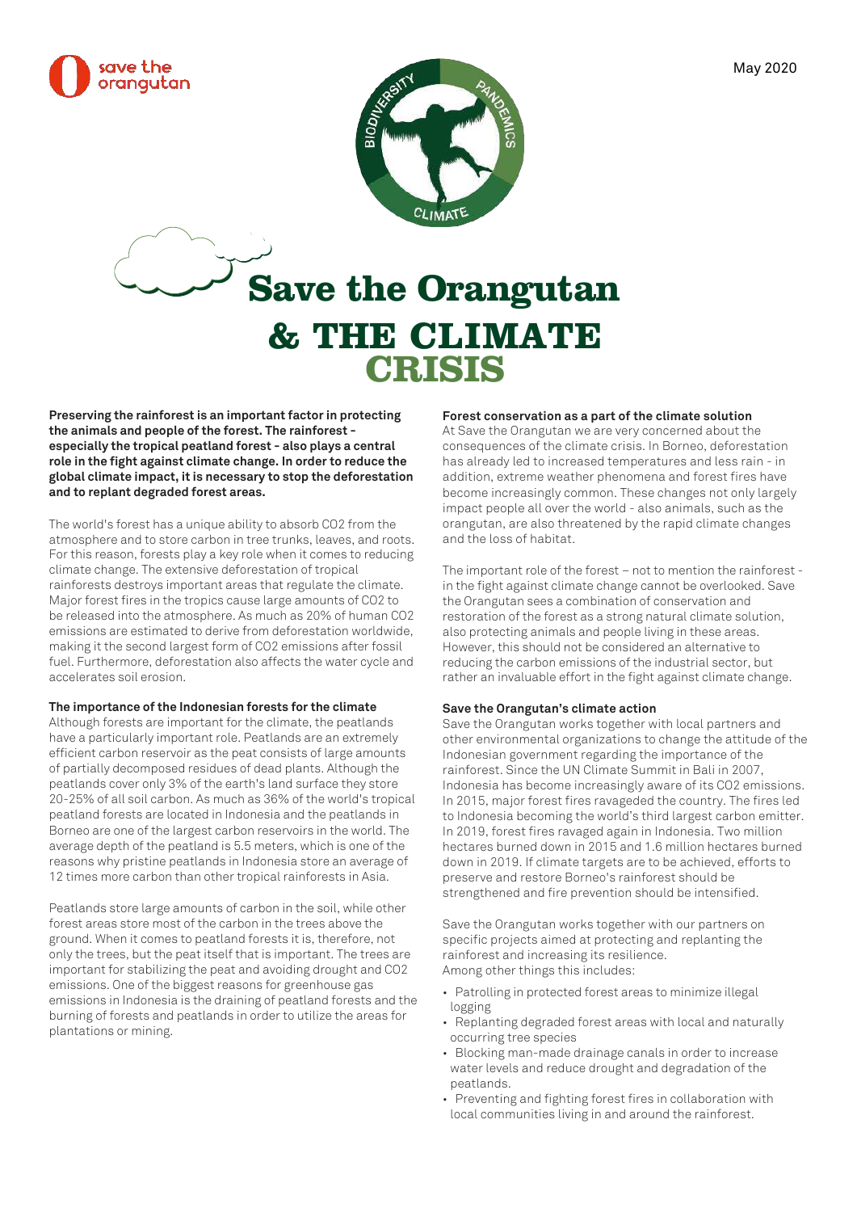May 2020

# Save the Orangutan & THE CLIMATE CRISIS

**Preserving the rainforest is an important factor in protecting the animals and people of the forest. The rainforest - especially the tropical peatland forest - also plays a central role in the fight against climate change. In order to reduce the global climate impact, it is necessary to stop the deforestation and to replant degraded forest areas.**

The world's forest has a unique ability to absorb $CO_2$ from the atmosphere and to store carbon in tree trunks, leaves, and roots. For this reason, forests play a key role when it comes to reducing climate change. The extensive deforestation of tropical rainforests destroys important areas that regulate the climate. Major forest fires in the tropics cause large amounts of $CO_2$ to be released into the atmosphere. As much as 20% of human $CO_2$ emissions are estimated to derive from deforestation worldwide, making it the second largest form of $CO_2$ emissions after fossil fuel. Furthermore, deforestation also affects the water cycle and accelerates soil erosion.

**The importance of the Indonesian forests for the climate**

Although forests are important for the climate, the peatlands have a particularly important role. Peatlands are an extremely efficient carbon reservoir as the peat consists of large amounts of partially decomposed residues of dead plants. Although the peatlands cover only 3% of the earth's land surface they store 20-25% of all soil carbon. As much as 36% of the world's tropical peatland forests are located in Indonesia and the peatlands in Borneo are one of the largest carbon reservoirs in the world. The average depth of the peatland is 5.5 meters, which is one of the reasons why pristine peatlands in Indonesia store an average of 12 times more carbon than other tropical rainforests in Asia.

Peatlands store large amounts of carbon in the soil, while other forest areas store most of the carbon in the trees above the ground. When it comes to peatland forests it is, therefore, not only the trees, but the peat itself that is important. The trees are important for stabilizing the peat and avoiding drought and $CO_2$ emissions. One of the biggest reasons for greenhouse gas emissions in Indonesia is the draining of peatland forests and the burning of forests and peatlands in order to utilize the areas for plantations or mining.

**Forest conservation as a part of the climate solution**

At Save the Orangutan we are very concerned about the consequences of the climate crisis. In Borneo, deforestation has already led to increased temperatures and less rain - in addition, extreme weather phenomena and forest fires have become increasingly common. These changes not only largely impact people all over the world - also animals, such as the orangutan, are also threatened by the rapid climate changes and the loss of habitat.

The important role of the forest – not to mention the rainforest - in the fight against climate change cannot be overlooked. Save the Orangutan sees a combination of conservation and restoration of the forest as a strong natural climate solution, also protecting animals and people living in these areas. However, this should not be considered an alternative to reducing the carbon emissions of the industrial sector, but rather an invaluable effort in the fight against climate change.

**Save the Orangutan's climate action**

Save the Orangutan works together with local partners and other environmental organizations to change the attitude of the Indonesian government regarding the importance of the rainforest. Since the UN Climate Summit in Bali in 2007, Indonesia has become increasingly aware of its $CO_2$ emissions. In 2015, major forest fires ravageded the country. The fires led to Indonesia becoming the world's third largest carbon emitter. In 2019, forest fires ravaged again in Indonesia. Two million hectares burned down in 2015 and 1.6 million hectares burned down in 2019. If climate targets are to be achieved, efforts to preserve and restore Borneo's rainforest should be strengthened and fire prevention should be intensified.

Save the Orangutan works together with our partners on specific projects aimed at protecting and replanting the rainforest and increasing its resilience.
Among other things this includes:

- Patrolling in protected forest areas to minimize illegal logging
- Replanting degraded forest areas with local and naturally occurring tree species
- Blocking man-made drainage canals in order to increase water levels and reduce drought and degradation of the peatlands.
- Preventing and fighting forest fires in collaboration with local communities living in and around the rainforest.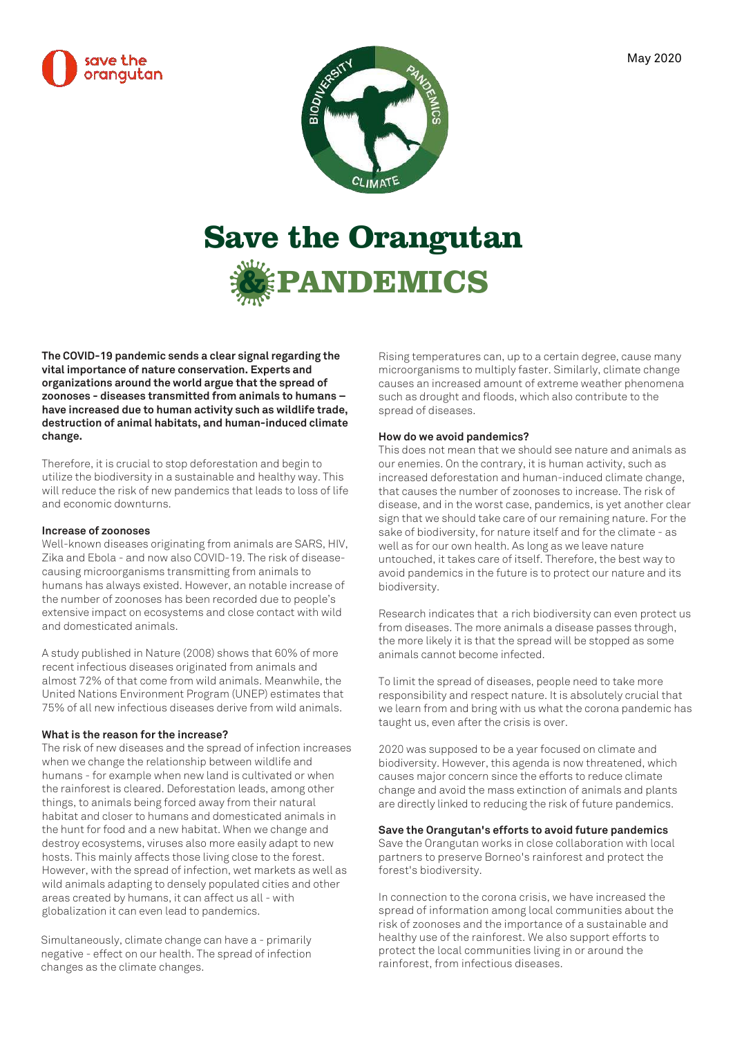May 2020

# Save the Orangutan & PANDEMICS

**The COVID-19 pandemic sends a clear signal regarding the vital importance of nature conservation. Experts and organizations around the world argue that the spread of zoonoses - diseases transmitted from animals to humans – have increased due to human activity such as wildlife trade, destruction of animal habitats, and human-induced climate change.**

Therefore, it is crucial to stop deforestation and begin to utilize the biodiversity in a sustainable and healthy way. This will reduce the risk of new pandemics that leads to loss of life and economic downturns.

### Increase of zoonoses

Well-known diseases originating from animals are SARS, HIV, Zika and Ebola - and now also COVID-19. The risk of disease-causing microorganisms transmitting from animals to humans has always existed. However, an notable increase of the number of zoonoses has been recorded due to people's extensive impact on ecosystems and close contact with wild and domesticated animals.

A study published in Nature (2008) shows that 60% of more recent infectious diseases originated from animals and almost 72% of that come from wild animals. Meanwhile, the United Nations Environment Program (UNEP) estimates that 75% of all new infectious diseases derive from wild animals.

### What is the reason for the increase?

The risk of new diseases and the spread of infection increases when we change the relationship between wildlife and humans - for example when new land is cultivated or when the rainforest is cleared. Deforestation leads, among other things, to animals being forced away from their natural habitat and closer to humans and domesticated animals in the hunt for food and a new habitat. When we change and destroy ecosystems, viruses also more easily adapt to new hosts. This mainly affects those living close to the forest. However, with the spread of infection, wet markets as well as wild animals adapting to densely populated cities and other areas created by humans, it can affect us all - with globalization it can even lead to pandemics.

Simultaneously, climate change can have a - primarily negative - effect on our health. The spread of infection changes as the climate changes.

Rising temperatures can, up to a certain degree, cause many microorganisms to multiply faster. Similarly, climate change causes an increased amount of extreme weather phenomena such as drought and floods, which also contribute to the spread of diseases.

### How do we avoid pandemics?

This does not mean that we should see nature and animals as our enemies. On the contrary, it is human activity, such as increased deforestation and human-induced climate change, that causes the number of zoonoses to increase. The risk of disease, and in the worst case, pandemics, is yet another clear sign that we should take care of our remaining nature. For the sake of biodiversity, for nature itself and for the climate - as well as for our own health. As long as we leave nature untouched, it takes care of itself. Therefore, the best way to avoid pandemics in the future is to protect our nature and its biodiversity.

Research indicates that a rich biodiversity can even protect us from diseases. The more animals a disease passes through, the more likely it is that the spread will be stopped as some animals cannot become infected.

To limit the spread of diseases, people need to take more responsibility and respect nature. It is absolutely crucial that we learn from and bring with us what the corona pandemic has taught us, even after the crisis is over.

2020 was supposed to be a year focused on climate and biodiversity. However, this agenda is now threatened, which causes major concern since the efforts to reduce climate change and avoid the mass extinction of animals and plants are directly linked to reducing the risk of future pandemics.

### Save the Orangutan's efforts to avoid future pandemics

Save the Orangutan works in close collaboration with local partners to preserve Borneo's rainforest and protect the forest's biodiversity.

In connection to the corona crisis, we have increased the spread of information among local communities about the risk of zoonoses and the importance of a sustainable and healthy use of the rainforest. We also support efforts to protect the local communities living in or around the rainforest, from infectious diseases.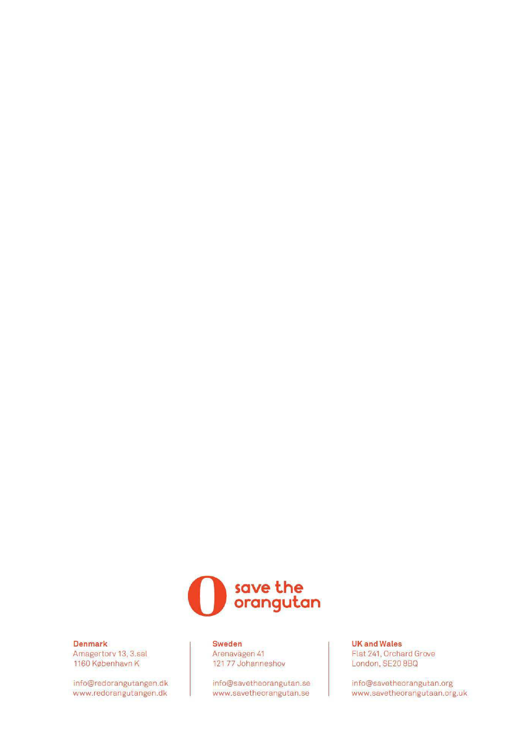save the orangutan

**Denmark**
Amagertorv 13, 3.sal
1160 København K

info@redorangutangen.dk
www.redorangutangen.dk

**Sweden**
Arenavägen 41
121 77 Johanneshov

info@savetheorangutan.se
www.savetheorangutan.se

**UK and Wales**
Flat 241, Orchard Grove
London, SE20 8BQ

info@savetheorangutan.org
www.savetheorangutaan.org.uk